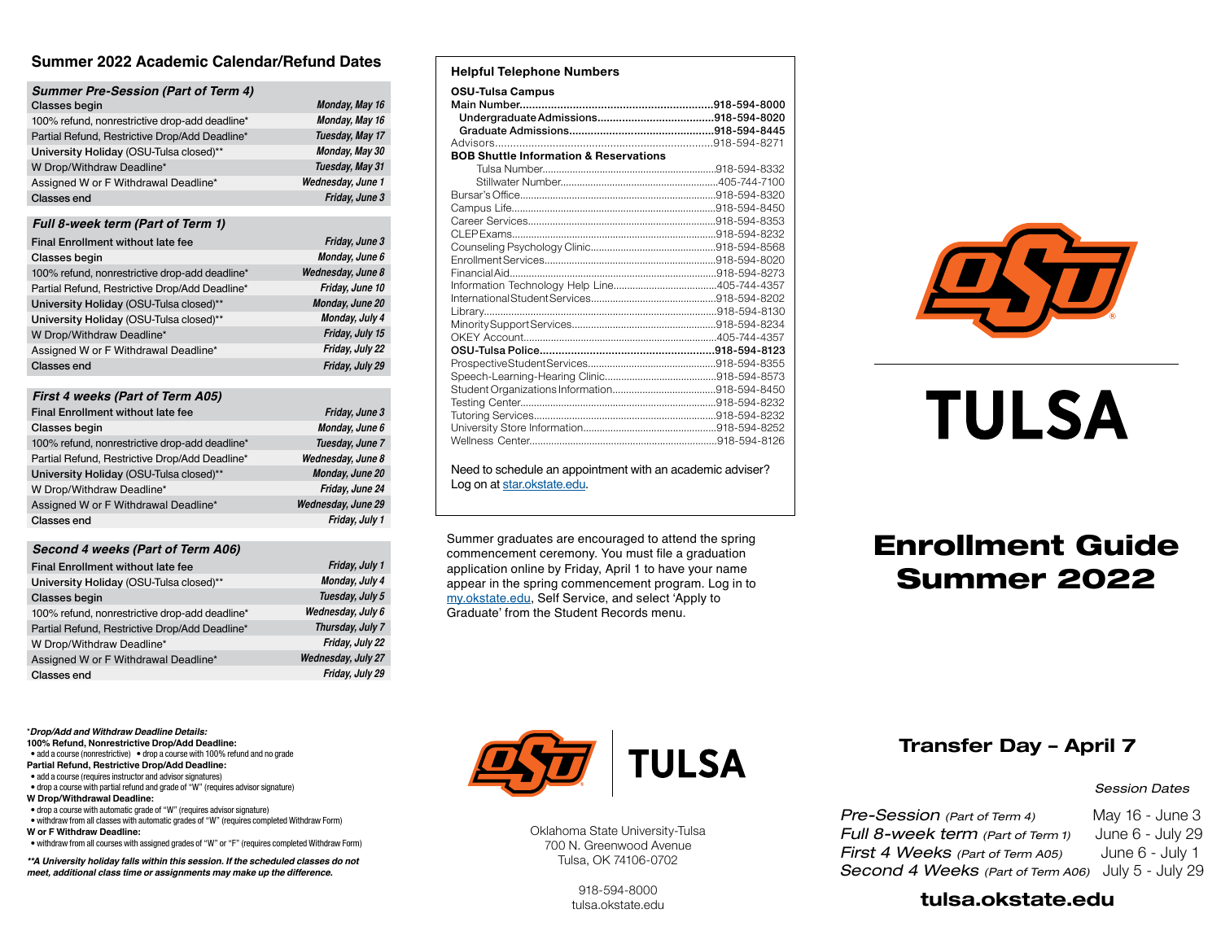## Summer 2022 Academic Calendar/Refund Dates

| *Summer Pre-Session (Part of Term 4)* | |
|---|---|
| Classes begin | *Monday, May 16* |
| 100% refund, nonrestrictive drop-add deadline* | *Monday, May 16* |
| Partial Refund, Restrictive Drop/Add Deadline* | *Tuesday, May 17* |
| University Holiday (OSU-Tulsa closed)** | *Monday, May 30* |
| W Drop/Withdraw Deadline* | *Tuesday, May 31* |
| Assigned W or F Withdrawal Deadline* | *Wednesday, June 1* |
| Classes end | *Friday, June 3* |

| *Full 8-week term (Part of Term 1)* | |
|---|---|
| Final Enrollment without late fee | *Friday, June 3* |
| Classes begin | *Monday, June 6* |
| 100% refund, nonrestrictive drop-add deadline* | *Wednesday, June 8* |
| Partial Refund, Restrictive Drop/Add Deadline* | *Friday, June 10* |
| University Holiday (OSU-Tulsa closed)** | *Monday, June 20* |
| University Holiday (OSU-Tulsa closed)** | *Monday, July 4* |
| W Drop/Withdraw Deadline* | *Friday, July 15* |
| Assigned W or F Withdrawal Deadline* | *Friday, July 22* |
| Classes end | *Friday, July 29* |

| *First 4 weeks (Part of Term A05)* | |
|---|---|
| Final Enrollment without late fee | *Friday, June 3* |
| Classes begin | *Monday, June 6* |
| 100% refund, nonrestrictive drop-add deadline* | *Tuesday, June 7* |
| Partial Refund, Restrictive Drop/Add Deadline* | *Wednesday, June 8* |
| University Holiday (OSU-Tulsa closed)** | *Monday, June 20* |
| W Drop/Withdraw Deadline* | *Friday, June 24* |
| Assigned W or F Withdrawal Deadline* | *Wednesday, June 29* |
| Classes end | *Friday, July 1* |

| *Second 4 weeks (Part of Term A06)* | |
|---|---|
| Final Enrollment without late fee | *Friday, July 1* |
| University Holiday (OSU-Tulsa closed)** | *Monday, July 4* |
| Classes begin | *Tuesday, July 5* |
| 100% refund, nonrestrictive drop-add deadline* | *Wednesday, July 6* |
| Partial Refund, Restrictive Drop/Add Deadline* | *Thursday, July 7* |
| W Drop/Withdraw Deadline* | *Friday, July 22* |
| Assigned W or F Withdrawal Deadline* | *Wednesday, July 27* |
| Classes end | *Friday, July 29* |

***Drop/Add and Withdraw Deadline Details:***

**100% Refund, Nonrestrictive Drop/Add Deadline:**
- add a course (nonrestrictive) • drop a course with 100% refund and no grade

**Partial Refund, Restrictive Drop/Add Deadline:**
- add a course (requires instructor and advisor signatures)
- drop a course with partial refund and grade of "W" (requires advisor signature)

**W Drop/Withdrawal Deadline:**
- drop a course with automatic grade of "W" (requires advisor signature)
- withdraw from all classes with automatic grades of "W" (requires completed Withdraw Form)

**W or F Withdraw Deadline:**
- withdraw from all courses with assigned grades of "W" or "F" (requires completed Withdraw Form)

***A University holiday falls within this session. If the scheduled classes do not meet, additional class time or assignments may make up the difference.***

### Helpful Telephone Numbers

**OSU-Tulsa Campus**

**Main Number**.......**918-594-8000**
**Undergraduate Admissions**.......**918-594-8020**
**Graduate Admissions**.......**918-594-8445**
Advisors.......918-594-8271

**BOB Shuttle Information & Reservations**
Tulsa Number.......918-594-8332
Stillwater Number.......405-744-7100

Bursar's Office.......918-594-8320
Campus Life.......918-594-8450
Career Services.......918-594-8353
CLEP Exams.......918-594-8232
Counseling Psychology Clinic.......918-594-8568
Enrollment Services.......918-594-8020
Financial Aid.......918-594-8273
Information Technology Help Line.......405-744-4357
International Student Services.......918-594-8202
Library.......918-594-8130
Minority Support Services.......918-594-8234
OKEY Account.......405-744-4357
**OSU-Tulsa Police**.......**918-594-8123**
Prospective Student Services.......918-594-8355
Speech-Learning-Hearing Clinic.......918-594-8573
Student Organizations Information.......918-594-8450
Testing Center.......918-594-8232
Tutoring Services.......918-594-8232
University Store Information.......918-594-8252
Wellness Center.......918-594-8126

Need to schedule an appointment with an academic adviser? Log on at star.okstate.edu.

Summer graduates are encouraged to attend the spring commencement ceremony. You must file a graduation application online by Friday, April 1 to have your name appear in the spring commencement program. Log in to my.okstate.edu, Self Service, and select 'Apply to Graduate' from the Student Records menu.

OSU TULSA

Oklahoma State University-Tulsa
700 N. Greenwood Avenue
Tulsa, OK 74106-0702

918-594-8000
tulsa.okstate.edu

# TULSA

# Enrollment Guide Summer 2022

## Transfer Day – April 7

| | *Session Dates* |
|---|---|
| *Pre-Session (Part of Term 4)* | May 16 - June 3 |
| *Full 8-week term (Part of Term 1)* | June 6 - July 29 |
| *First 4 Weeks (Part of Term A05)* | June 6 - July 1 |
| *Second 4 Weeks (Part of Term A06)* | July 5 - July 29 |

**tulsa.okstate.edu**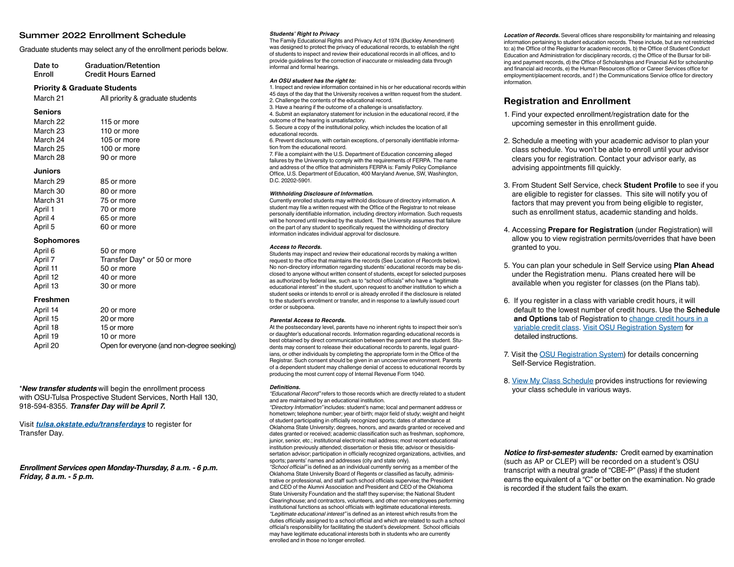## Summer 2022 Enrollment Schedule

Graduate students may select any of the enrollment periods below.

| Date to Enroll | Graduation/Retention Credit Hours Earned |
|---|---|
| **Priority & Graduate Students** | |
| March 21 | All priority & graduate students |
| **Seniors** | |
| March 22 | 115 or more |
| March 23 | 110 or more |
| March 24 | 105 or more |
| March 25 | 100 or more |
| March 28 | 90 or more |
| **Juniors** | |
| March 29 | 85 or more |
| March 30 | 80 or more |
| March 31 | 75 or more |
| April 1 | 70 or more |
| April 4 | 65 or more |
| April 5 | 60 or more |
| **Sophomores** | |
| April 6 | 50 or more |
| April 7 | Transfer Day* or 50 or more |
| April 11 | 50 or more |
| April 12 | 40 or more |
| April 13 | 30 or more |
| **Freshmen** | |
| April 14 | 20 or more |
| April 15 | 20 or more |
| April 18 | 15 or more |
| April 19 | 10 or more |
| April 20 | Open for everyone (and non-degree seeking) |

\****New transfer students*** will begin the enrollment process with OSU-Tulsa Prospective Student Services, North Hall 130, 918-594-8355. ***Transfer Day will be April 7.***

Visit ***tulsa.okstate.edu/transferdays*** to register for Transfer Day.

***Enrollment Services open Monday-Thursday, 8 a.m. - 6 p.m. Friday, 8 a.m. - 5 p.m.***

***Students' Right to Privacy***

The Family Educational Rights and Privacy Act of 1974 (Buckley Amendment) was designed to protect the privacy of educational records, to establish the right of students to inspect and review their educational records in all offices, and to provide guidelines for the correction of inaccurate or misleading data through informal and formal hearings.

***An OSU student has the right to:***

1. Inspect and review information contained in his or her educational records within 45 days of the day that the University receives a written request from the student.
2. Challenge the contents of the educational record.
3. Have a hearing if the outcome of a challenge is unsatisfactory.
4. Submit an explanatory statement for inclusion in the educational record, if the outcome of the hearing is unsatisfactory.
5. Secure a copy of the institutional policy, which includes the location of all educational records.
6. Prevent disclosure, with certain exceptions, of personally identifiable information from the educational record.
7. File a complaint with the U.S. Department of Education concerning alleged failures by the University to comply with the requirements of FERPA. The name and address of the office that administers FERPA is: Family Policy Compliance Office, U.S. Department of Education, 400 Maryland Avenue, SW, Washington, D.C. 20202-5901.

***Withholding Disclosure of Information.***

Currently enrolled students may withhold disclosure of directory information. A student may file a written request with the Office of the Registrar to not release personally identifiable information, including directory information. Such requests will be honored until revoked by the student. The University assumes that failure on the part of any student to specifically request the withholding of directory information indicates individual approval for disclosure.

***Access to Records.***

Students may inspect and review their educational records by making a written request to the office that maintains the records (See Location of Records below). No non-directory information regarding students' educational records may be disclosed to anyone without written consent of students, except for selected purposes as authorized by federal law, such as to "school officials" who have a "legitimate educational interest" in the student, upon request to another institution to which a student seeks or intends to enroll or is already enrolled if the disclosure is related to the student's enrollment or transfer, and in response to a lawfully issued court order or subpoena.

***Parental Access to Records.***

At the postsecondary level, parents have no inherent rights to inspect their son's or daughter's educational records. Information regarding educational records is best obtained by direct communication between the parent and the student. Students may consent to release their educational records to parents, legal guardians, or other individuals by completing the appropriate form in the Office of the Registrar. Such consent should be given in an uncoercive environment. Parents of a dependent student may challenge denial of access to educational records by producing the most current copy of Internal Revenue Form 1040.

***Definitions.***

*"Educational Record"* refers to those records which are directly related to a student and are maintained by an educational institution.

*"Directory Information"* includes: student's name; local and permanent address or hometown; telephone number; year of birth; major field of study; weight and height of student participating in officially recognized sports; dates of attendance at Oklahoma State University; degrees, honors, and awards granted or received and dates granted or received; academic classification such as freshman, sophomore, junior, senior, etc.; institutional electronic mail address; most recent educational institution previously attended; dissertation or thesis title; advisor or thesis/dissertation advisor; participation in officially recognized organizations, activities, and sports; parents' names and addresses (city and state only).

*"School official"* is defined as an individual currently serving as a member of the Oklahoma State University Board of Regents or classified as faculty, administrative or professional, and staff such school officials supervise; the President and CEO of the Alumni Association and President and CEO of the Oklahoma State University Foundation and the staff they supervise; the National Student Clearinghouse; and contractors, volunteers, and other non-employees performing institutional functions as school officials with legitimate educational interests.

*"Legitimate educational interest"* is defined as an interest which results from the duties officially assigned to a school official and which are related to such a school official's responsibility for facilitating the student's development. School officials may have legitimate educational interests both in students who are currently enrolled and in those no longer enrolled.

***Location of Records.*** Several offices share responsibility for maintaining and releasing information pertaining to student education records. These include, but are not restricted to: a) the Office of the Registrar for academic records, b) the Office of Student Conduct Education and Administration for disciplinary records, c) the Office of the Bursar for billing and payment records, d) the Office of Scholarships and Financial Aid for scholarship and financial aid records, e) the Human Resources office or Career Services office for employment/placement records, and f ) the Communications Service office for directory information.

## Registration and Enrollment

1. Find your expected enrollment/registration date for the upcoming semester in this enrollment guide.
2. Schedule a meeting with your academic advisor to plan your class schedule. You won't be able to enroll until your advisor clears you for registration. Contact your advisor early, as advising appointments fill quickly.
3. From Student Self Service, check **Student Profile** to see if you are eligible to register for classes. This site will notify you of factors that may prevent you from being eligible to register, such as enrollment status, academic standing and holds.
4. Accessing **Prepare for Registration** (under Registration) will allow you to view registration permits/overrides that have been granted to you.
5. You can plan your schedule in Self Service using **Plan Ahead** under the Registration menu. Plans created here will be available when you register for classes (on the Plans tab).
6. If you register in a class with variable credit hours, it will default to the lowest number of credit hours. Use the **Schedule and Options** tab of Registration to change credit hours in a variable credit class. Visit OSU Registration System for detailed instructions.
7. Visit the OSU Registration System) for details concerning Self-Service Registration.
8. View My Class Schedule provides instructions for reviewing your class schedule in various ways.

***Notice to first-semester students:*** Credit earned by examination (such as AP or CLEP) will be recorded on a student's OSU transcript with a neutral grade of "CBE-P" (Pass) if the student earns the equivalent of a "C" or better on the examination. No grade is recorded if the student fails the exam.